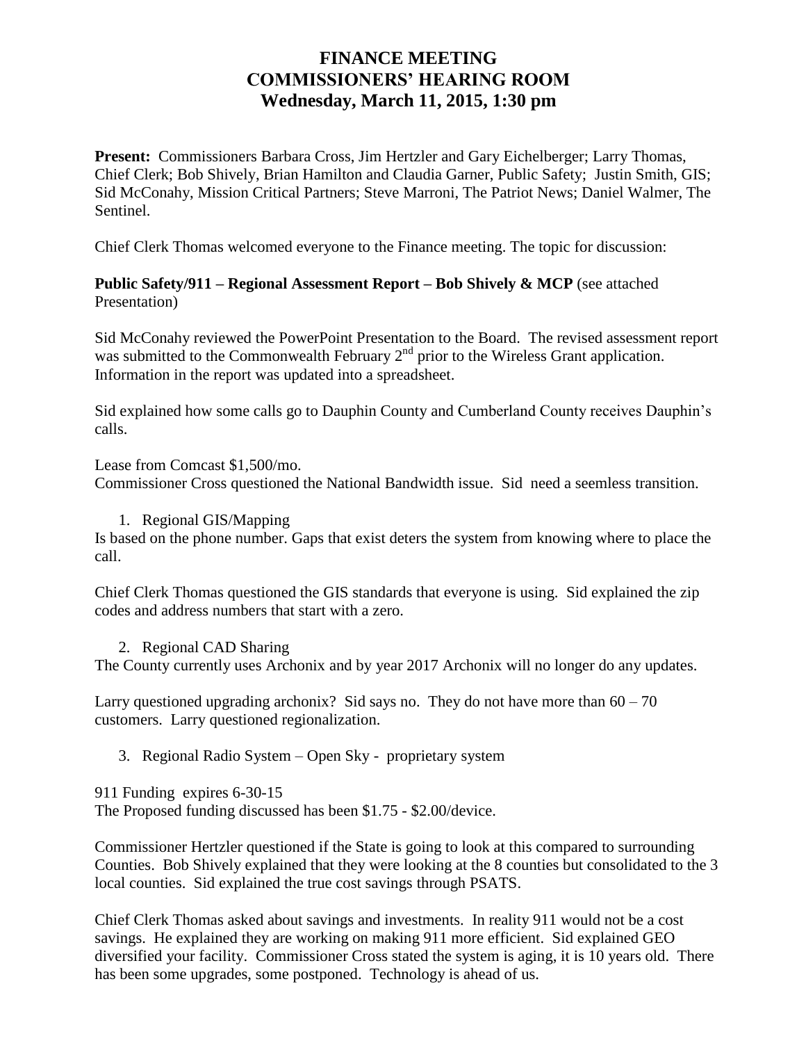# FINANCE MEETING
# COMMISSIONERS' HEARING ROOM
# Wednesday, March 11, 2015, 1:30 pm

**Present:** Commissioners Barbara Cross, Jim Hertzler and Gary Eichelberger; Larry Thomas, Chief Clerk; Bob Shively, Brian Hamilton and Claudia Garner, Public Safety; Justin Smith, GIS; Sid McConahy, Mission Critical Partners; Steve Marroni, The Patriot News; Daniel Walmer, The Sentinel.

Chief Clerk Thomas welcomed everyone to the Finance meeting. The topic for discussion:

**Public Safety/911 – Regional Assessment Report – Bob Shively & MCP** (see attached Presentation)

Sid McConahy reviewed the PowerPoint Presentation to the Board. The revised assessment report was submitted to the Commonwealth February 2nd prior to the Wireless Grant application. Information in the report was updated into a spreadsheet.

Sid explained how some calls go to Dauphin County and Cumberland County receives Dauphin's calls.

Lease from Comcast $1,500/mo.
Commissioner Cross questioned the National Bandwidth issue. Sid need a seemless transition.

1. Regional GIS/Mapping

Is based on the phone number. Gaps that exist deters the system from knowing where to place the call.

Chief Clerk Thomas questioned the GIS standards that everyone is using. Sid explained the zip codes and address numbers that start with a zero.

2. Regional CAD Sharing

The County currently uses Archonix and by year 2017 Archonix will no longer do any updates.

Larry questioned upgrading archonix? Sid says no. They do not have more than 60 – 70 customers. Larry questioned regionalization.

3. Regional Radio System – Open Sky - proprietary system

911 Funding expires 6-30-15
The Proposed funding discussed has been $1.75 - $2.00/device.

Commissioner Hertzler questioned if the State is going to look at this compared to surrounding Counties. Bob Shively explained that they were looking at the 8 counties but consolidated to the 3 local counties. Sid explained the true cost savings through PSATS.

Chief Clerk Thomas asked about savings and investments. In reality 911 would not be a cost savings. He explained they are working on making 911 more efficient. Sid explained GEO diversified your facility. Commissioner Cross stated the system is aging, it is 10 years old. There has been some upgrades, some postponed. Technology is ahead of us.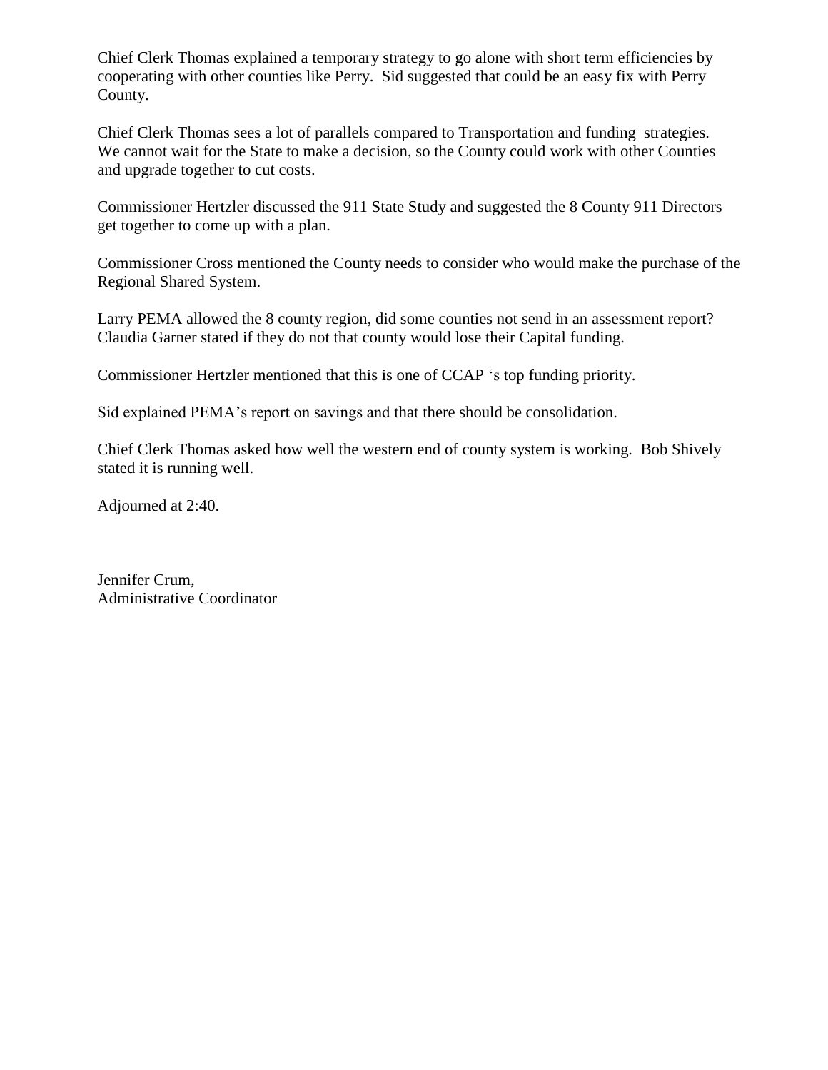Chief Clerk Thomas explained a temporary strategy to go alone with short term efficiencies by cooperating with other counties like Perry. Sid suggested that could be an easy fix with Perry County.

Chief Clerk Thomas sees a lot of parallels compared to Transportation and funding strategies. We cannot wait for the State to make a decision, so the County could work with other Counties and upgrade together to cut costs.

Commissioner Hertzler discussed the 911 State Study and suggested the 8 County 911 Directors get together to come up with a plan.

Commissioner Cross mentioned the County needs to consider who would make the purchase of the Regional Shared System.

Larry PEMA allowed the 8 county region, did some counties not send in an assessment report? Claudia Garner stated if they do not that county would lose their Capital funding.

Commissioner Hertzler mentioned that this is one of CCAP 's top funding priority.

Sid explained PEMA's report on savings and that there should be consolidation.

Chief Clerk Thomas asked how well the western end of county system is working. Bob Shively stated it is running well.

Adjourned at 2:40.

Jennifer Crum,
Administrative Coordinator